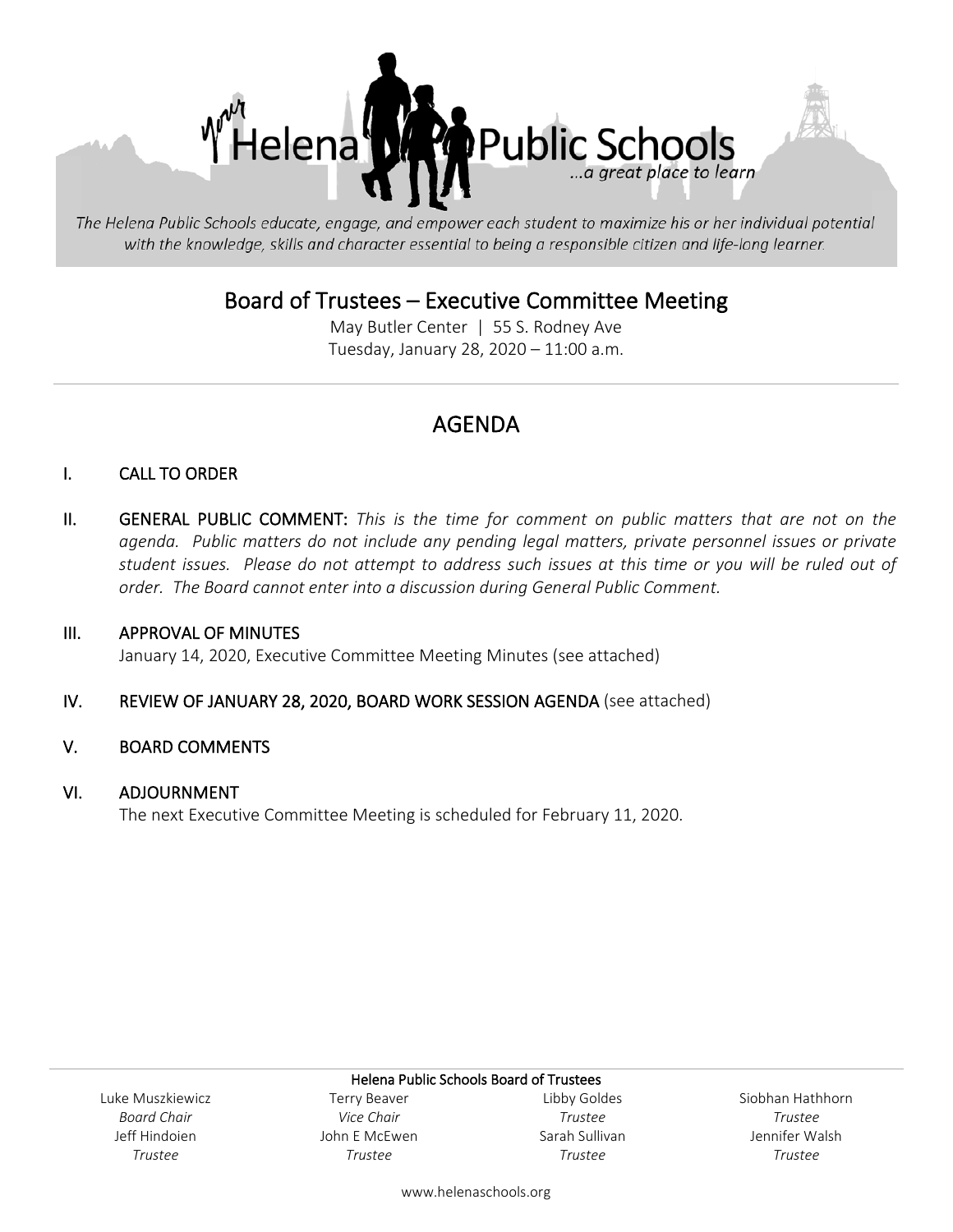# Helena Public Schools

*...a great place to learn*

*The Helena Public Schools educate, engage, and empower each student to maximize his or her individual potential with the knowledge, skills and character essential to being a responsible citizen and life-long learner.*

## Board of Trustees – Executive Committee Meeting

May Butler Center | 55 S. Rodney Ave
Tuesday, January 28, 2020 – 11:00 a.m.

---

## AGENDA

**I. CALL TO ORDER**

**II. GENERAL PUBLIC COMMENT:** *This is the time for comment on public matters that are not on the agenda. Public matters do not include any pending legal matters, private personnel issues or private student issues. Please do not attempt to address such issues at this time or you will be ruled out of order. The Board cannot enter into a discussion during General Public Comment.*

**III. APPROVAL OF MINUTES**
January 14, 2020, Executive Committee Meeting Minutes (see attached)

**IV. REVIEW OF JANUARY 28, 2020, BOARD WORK SESSION AGENDA** (see attached)

**V. BOARD COMMENTS**

**VI. ADJOURNMENT**
The next Executive Committee Meeting is scheduled for February 11, 2020.

---

**Helena Public Schools Board of Trustees**

| | | | |
|---|---|---|---|
| Luke Muszkiewicz<br>*Board Chair* | Terry Beaver<br>*Vice Chair* | Libby Goldes<br>*Trustee* | Siobhan Hathhorn<br>*Trustee* |
| Jeff Hindoien<br>*Trustee* | John E McEwen<br>*Trustee* | Sarah Sullivan<br>*Trustee* | Jennifer Walsh<br>*Trustee* |

www.helenaschools.org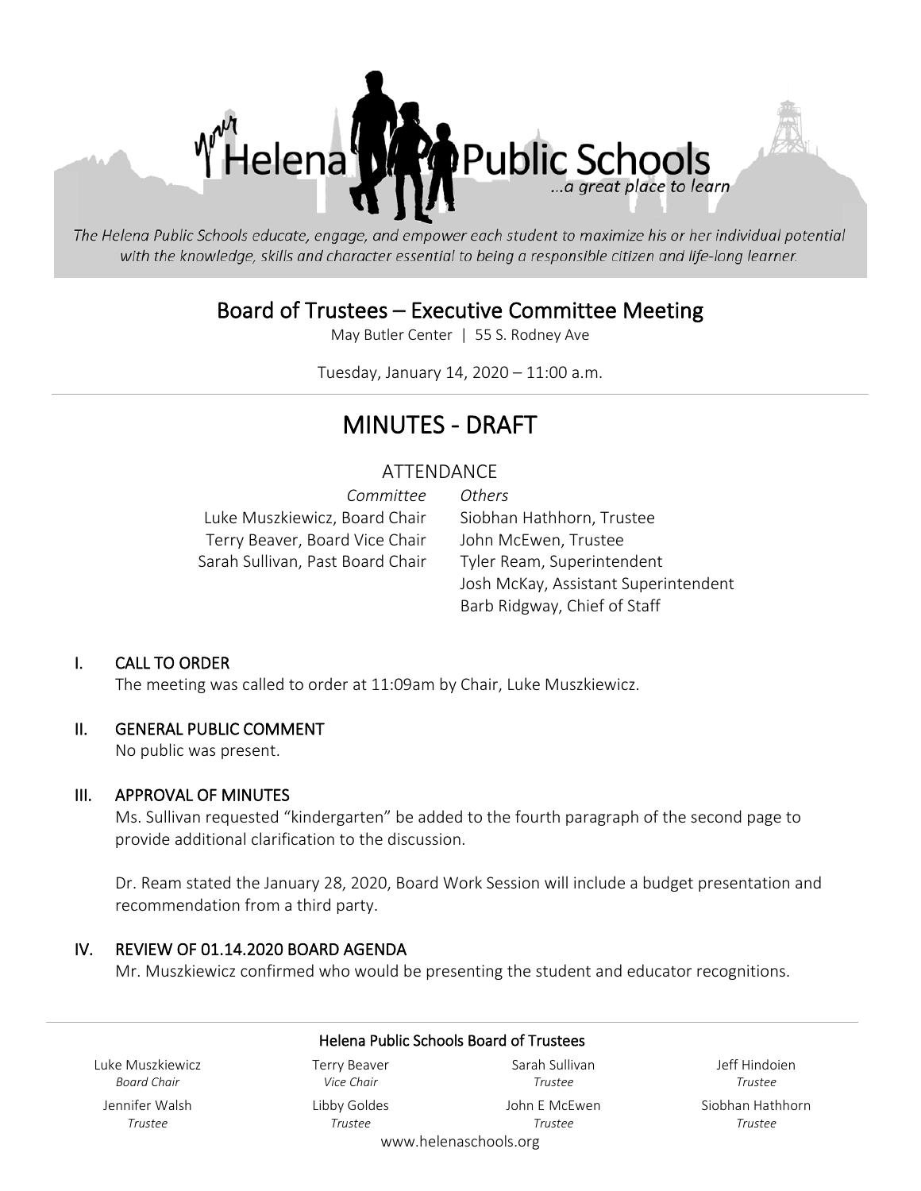The Helena Public Schools educate, engage, and empower each student to maximize his or her individual potential with the knowledge, skills and character essential to being a responsible citizen and life-long learner.

# Board of Trustees – Executive Committee Meeting

May Butler Center | 55 S. Rodney Ave

Tuesday, January 14, 2020 – 11:00 a.m.

# MINUTES - DRAFT

## ATTENDANCE

| *Committee* | *Others* |
|---|---|
| Luke Muszkiewicz, Board Chair | Siobhan Hathhorn, Trustee |
| Terry Beaver, Board Vice Chair | John McEwen, Trustee |
| Sarah Sullivan, Past Board Chair | Tyler Ream, Superintendent |
| | Josh McKay, Assistant Superintendent |
| | Barb Ridgway, Chief of Staff |

### I. CALL TO ORDER

The meeting was called to order at 11:09am by Chair, Luke Muszkiewicz.

### II. GENERAL PUBLIC COMMENT

No public was present.

### III. APPROVAL OF MINUTES

Ms. Sullivan requested "kindergarten" be added to the fourth paragraph of the second page to provide additional clarification to the discussion.

Dr. Ream stated the January 28, 2020, Board Work Session will include a budget presentation and recommendation from a third party.

### IV. REVIEW OF 01.14.2020 BOARD AGENDA

Mr. Muszkiewicz confirmed who would be presenting the student and educator recognitions.

**Helena Public Schools Board of Trustees**

| | | | |
|---|---|---|---|
| Luke Muszkiewicz *Board Chair* | Terry Beaver *Vice Chair* | Sarah Sullivan *Trustee* | Jeff Hindoien *Trustee* |
| Jennifer Walsh *Trustee* | Libby Goldes *Trustee* | John E McEwen *Trustee* | Siobhan Hathhorn *Trustee* |

www.helenaschools.org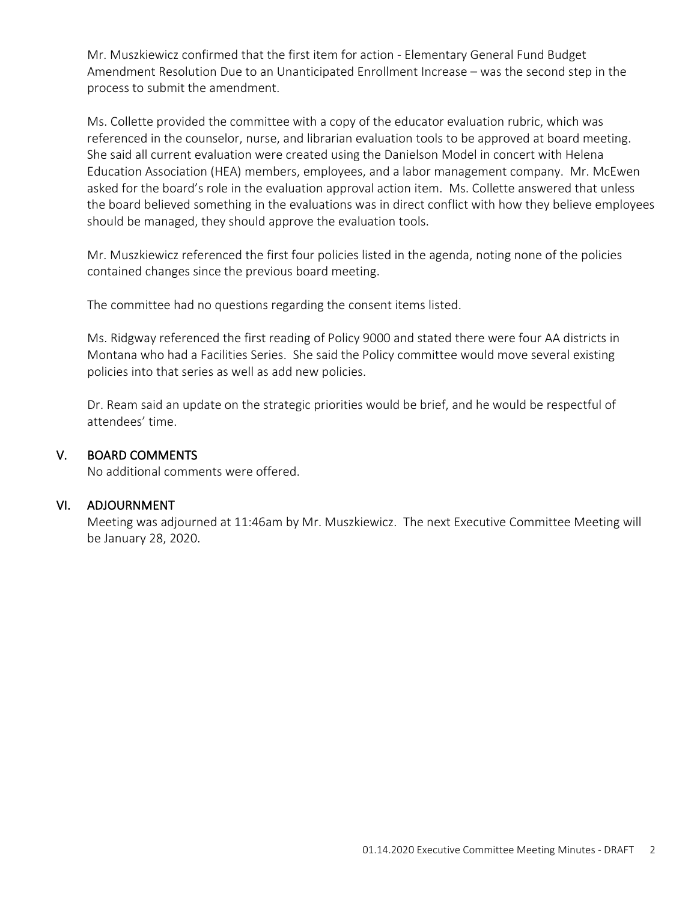Mr. Muszkiewicz confirmed that the first item for action - Elementary General Fund Budget Amendment Resolution Due to an Unanticipated Enrollment Increase – was the second step in the process to submit the amendment.

Ms. Collette provided the committee with a copy of the educator evaluation rubric, which was referenced in the counselor, nurse, and librarian evaluation tools to be approved at board meeting. She said all current evaluation were created using the Danielson Model in concert with Helena Education Association (HEA) members, employees, and a labor management company. Mr. McEwen asked for the board's role in the evaluation approval action item. Ms. Collette answered that unless the board believed something in the evaluations was in direct conflict with how they believe employees should be managed, they should approve the evaluation tools.

Mr. Muszkiewicz referenced the first four policies listed in the agenda, noting none of the policies contained changes since the previous board meeting.

The committee had no questions regarding the consent items listed.

Ms. Ridgway referenced the first reading of Policy 9000 and stated there were four AA districts in Montana who had a Facilities Series. She said the Policy committee would move several existing policies into that series as well as add new policies.

Dr. Ream said an update on the strategic priorities would be brief, and he would be respectful of attendees' time.

## V. BOARD COMMENTS

No additional comments were offered.

## VI. ADJOURNMENT

Meeting was adjourned at 11:46am by Mr. Muszkiewicz. The next Executive Committee Meeting will be January 28, 2020.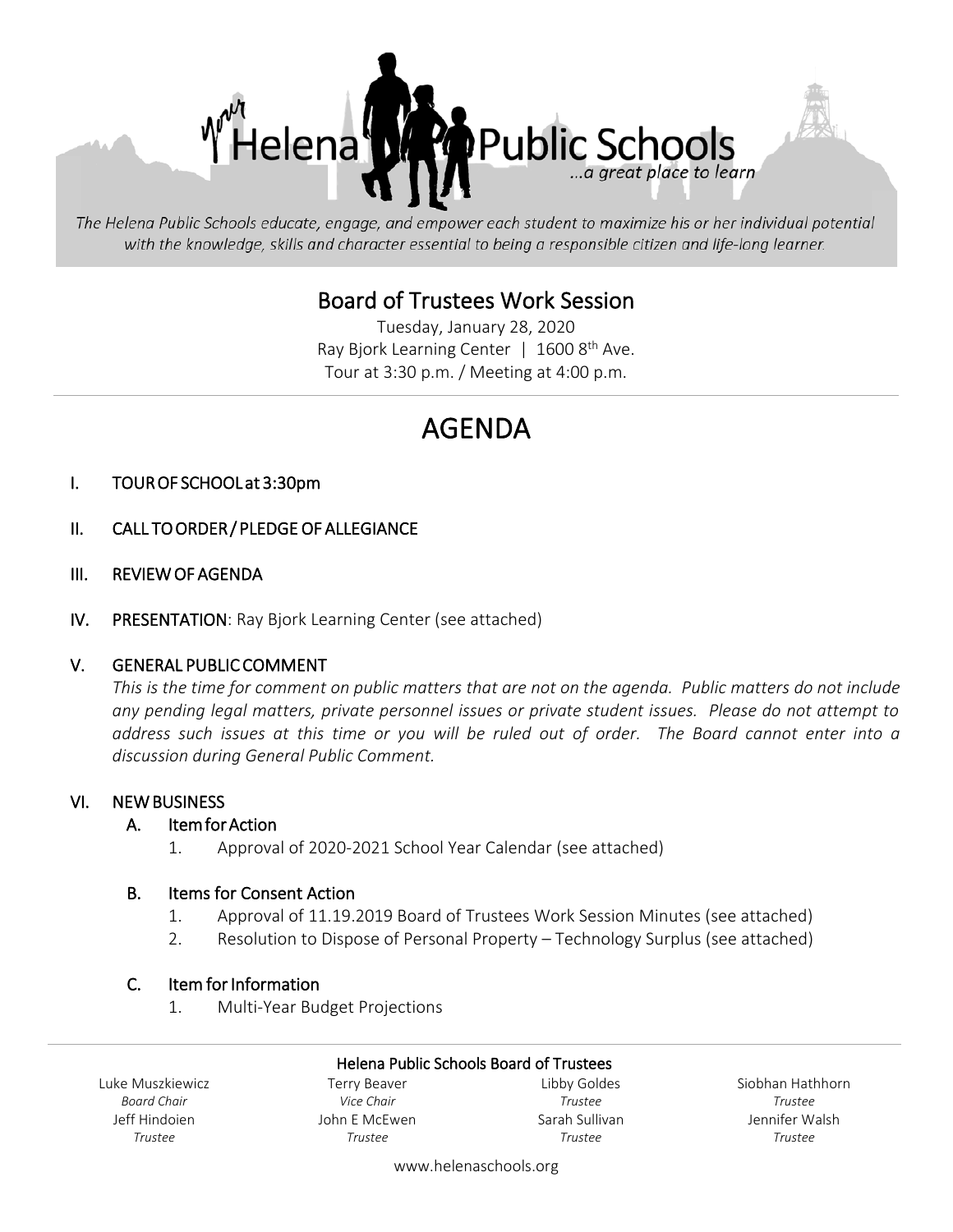Helena Public Schools ...a great place to learn

*The Helena Public Schools educate, engage, and empower each student to maximize his or her individual potential with the knowledge, skills and character essential to being a responsible citizen and life-long learner.*

# Board of Trustees Work Session

Tuesday, January 28, 2020
Ray Bjork Learning Center | 1600 8th Ave.
Tour at 3:30 p.m. / Meeting at 4:00 p.m.

# AGENDA

I. **TOUR OF SCHOOL at 3:30pm**

II. **CALL TO ORDER / PLEDGE OF ALLEGIANCE**

III. **REVIEW OF AGENDA**

IV. **PRESENTATION**: Ray Bjork Learning Center (see attached)

V. **GENERAL PUBLIC COMMENT**

*This is the time for comment on public matters that are not on the agenda. Public matters do not include any pending legal matters, private personnel issues or private student issues. Please do not attempt to address such issues at this time or you will be ruled out of order. The Board cannot enter into a discussion during General Public Comment.*

VI. **NEW BUSINESS**

A. **Item for Action**
1. Approval of 2020-2021 School Year Calendar (see attached)

B. **Items for Consent Action**
1. Approval of 11.19.2019 Board of Trustees Work Session Minutes (see attached)
2. Resolution to Dispose of Personal Property – Technology Surplus (see attached)

C. **Item for Information**
1. Multi-Year Budget Projections

**Helena Public Schools Board of Trustees**

| | | | |
|---|---|---|---|
| Luke Muszkiewicz<br>*Board Chair* | Terry Beaver<br>*Vice Chair* | Libby Goldes<br>*Trustee* | Siobhan Hathhorn<br>*Trustee* |
| Jeff Hindoien<br>*Trustee* | John E McEwen<br>*Trustee* | Sarah Sullivan<br>*Trustee* | Jennifer Walsh<br>*Trustee* |

www.helenaschools.org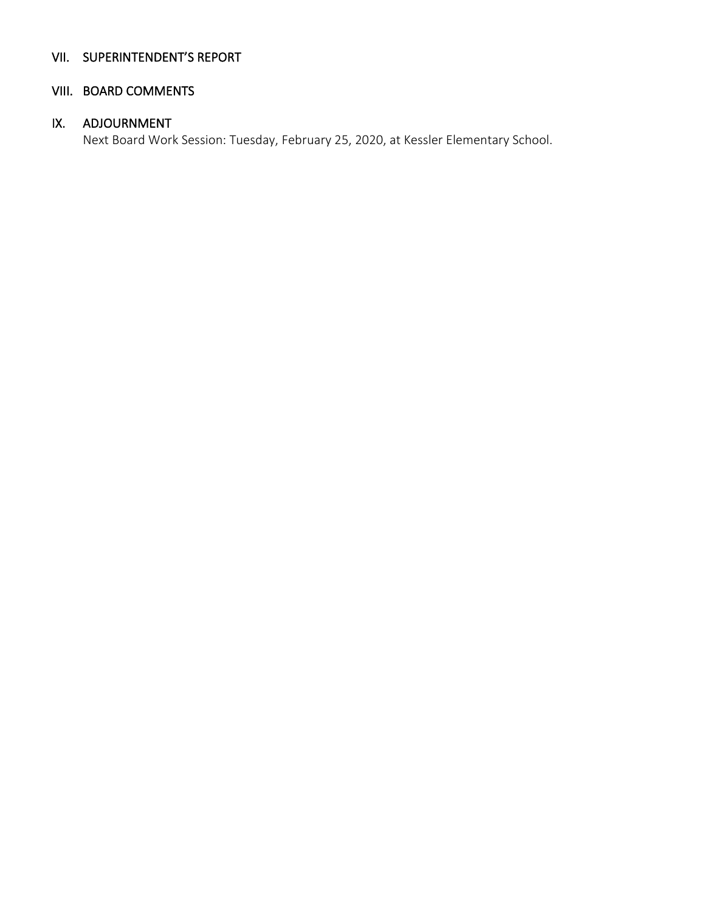## VII. SUPERINTENDENT'S REPORT

## VIII. BOARD COMMENTS

## IX. ADJOURNMENT

Next Board Work Session: Tuesday, February 25, 2020, at Kessler Elementary School.